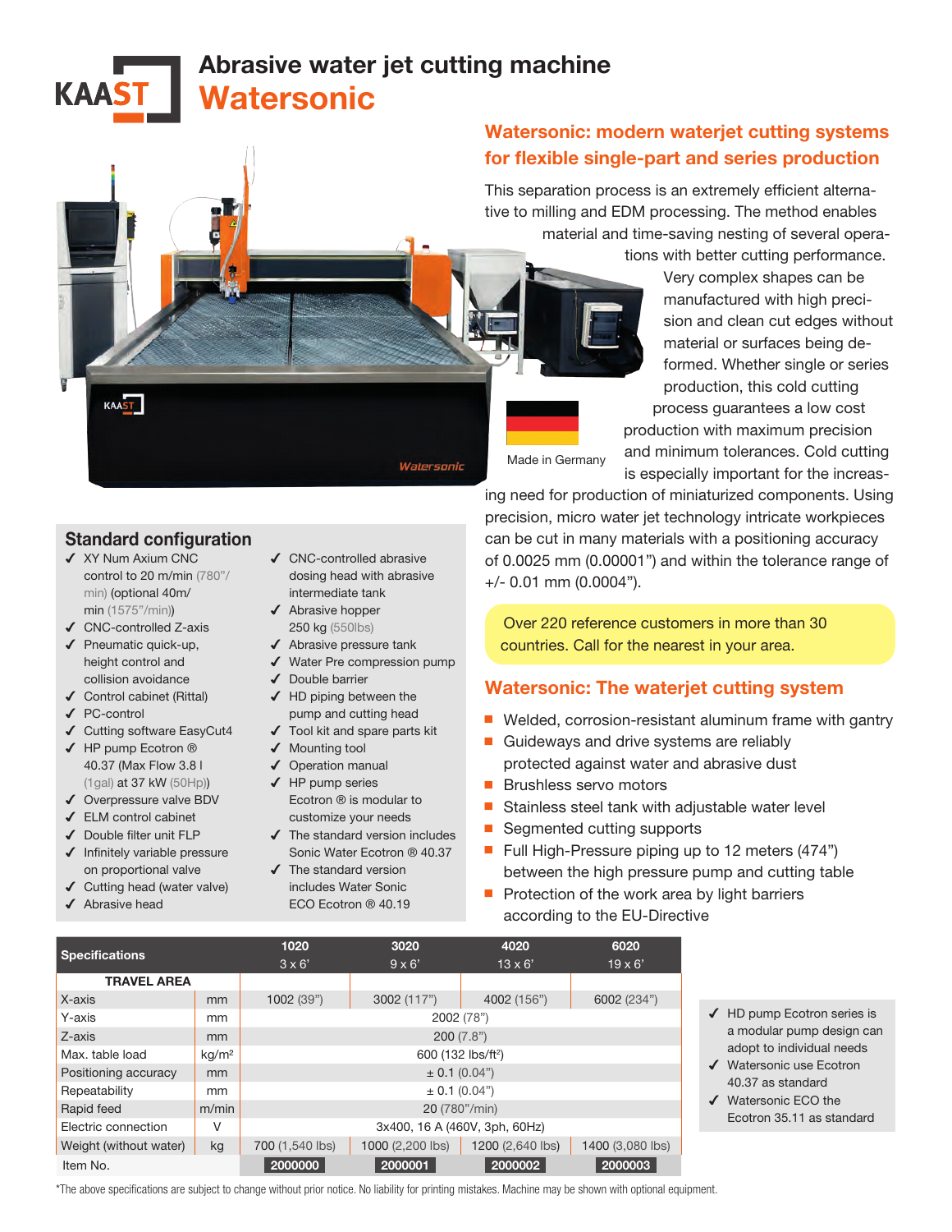# Abrasive water jet cutting machine
# Watersonic

## Watersonic: modern waterjet cutting systems for flexible single-part and series production

This separation process is an extremely efficient alternative to milling and EDM processing. The method enables material and time-saving nesting of several operations with better cutting performance. Very complex shapes can be manufactured with high precision and clean cut edges without material or surfaces being deformed. Whether single or series production, this cold cutting process guarantees a low cost production with maximum precision and minimum tolerances. Cold cutting is especially important for the increasing need for production of miniaturized components. Using precision, micro water jet technology intricate workpieces can be cut in many materials with a positioning accuracy of 0.0025 mm (0.00001") and within the tolerance range of +/- 0.01 mm (0.0004").

Made in Germany

Over 220 reference customers in more than 30 countries. Call for the nearest in your area.

## Standard configuration

- ✓ XY Num Axium CNC control to 20 m/min (780"/min) (optional 40m/min (1575"/min))
- ✓ CNC-controlled Z-axis
- ✓ Pneumatic quick-up, height control and collision avoidance
- ✓ Control cabinet (Rittal)
- ✓ PC-control
- ✓ Cutting software EasyCut4
- ✓ HP pump Ecotron ® 40.37 (Max Flow 3.8 l (1gal) at 37 kW (50Hp))
- ✓ Overpressure valve BDV
- ✓ ELM control cabinet
- ✓ Double filter unit FLP
- ✓ Infinitely variable pressure on proportional valve
- ✓ Cutting head (water valve)
- ✓ Abrasive head
- ✓ CNC-controlled abrasive dosing head with abrasive intermediate tank
- ✓ Abrasive hopper 250 kg (550lbs)
- ✓ Abrasive pressure tank
- ✓ Water Pre compression pump
- ✓ Double barrier
- ✓ HD piping between the pump and cutting head
- ✓ Tool kit and spare parts kit
- ✓ Mounting tool
- ✓ Operation manual
- ✓ HP pump series Ecotron ® is modular to customize your needs
- ✓ The standard version includes Sonic Water Ecotron ® 40.37
- ✓ The standard version includes Water Sonic ECO Ecotron ® 40.19

## Watersonic: The waterjet cutting system

- Welded, corrosion-resistant aluminum frame with gantry
- Guideways and drive systems are reliably protected against water and abrasive dust
- Brushless servo motors
- Stainless steel tank with adjustable water level
- Segmented cutting supports
- Full High-Pressure piping up to 12 meters (474") between the high pressure pump and cutting table
- Protection of the work area by light barriers according to the EU-Directive

| Specifications | | 1020<br>3 x 6' | 3020<br>9 x 6' | 4020<br>13 x 6' | 6020<br>19 x 6' |
|---|---|---|---|---|---|
| **TRAVEL AREA** | | | | | |
| X-axis | mm | 1002 (39") | 3002 (117") | 4002 (156") | 6002 (234") |
| Y-axis | mm | 2002 (78") | | | |
| Z-axis | mm | 200 (7.8") | | | |
| Max. table load | kg/m² | 600 (132 lbs/ft²) | | | |
| Positioning accuracy | mm | ± 0.1 (0.04") | | | |
| Repeatability | mm | ± 0.1 (0.04") | | | |
| Rapid feed | m/min | 20 (780"/min) | | | |
| Electric connection | V | 3x400, 16 A (460V, 3ph, 60Hz) | | | |
| Weight (without water) | kg | 700 (1,540 lbs) | 1000 (2,200 lbs) | 1200 (2,640 lbs) | 1400 (3,080 lbs) |
| Item No. | | 2000000 | 2000001 | 2000002 | 2000003 |

- ✓ HD pump Ecotron series is a modular pump design can adopt to individual needs
- ✓ Watersonic use Ecotron 40.37 as standard
- ✓ Watersonic ECO the Ecotron 35.11 as standard

*The above specifications are subject to change without prior notice. No liability for printing mistakes. Machine may be shown with optional equipment.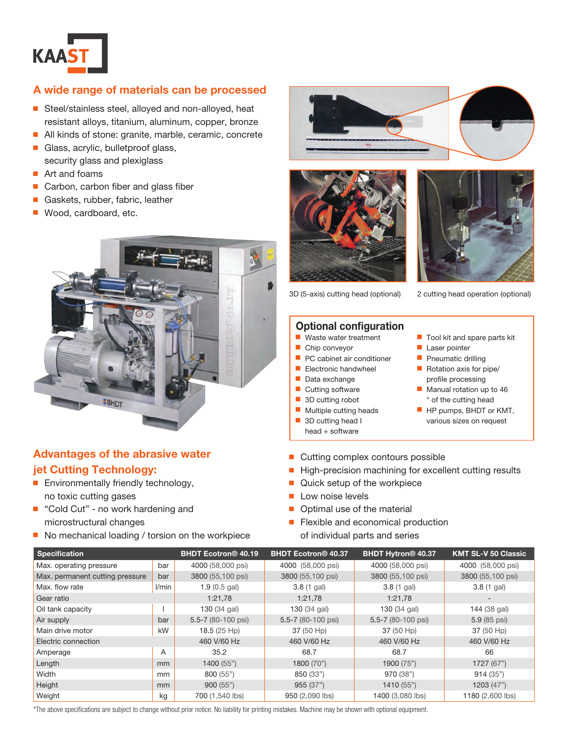KAAST

## A wide range of materials can be processed

- Steel/stainless steel, alloyed and non-alloyed, heat resistant alloys, titanium, aluminum, copper, bronze
- All kinds of stone: granite, marble, ceramic, concrete
- Glass, acrylic, bulletproof glass, security glass and plexiglass
- Art and foams
- Carbon, carbon fiber and glass fiber
- Gaskets, rubber, fabric, leather
- Wood, cardboard, etc.

3D (5-axis) cutting head (optional)

2 cutting head operation (optional)

## Optional configuration

- Waste water treatment
- Chip conveyor
- PC cabinet air conditioner
- Electronic handwheel
- Data exchange
- Cutting software
- 3D cutting robot
- Multiple cutting heads
- 3D cutting head I head + software
- Tool kit and spare parts kit
- Laser pointer
- Pneumatic drilling
- Rotation axis for pipe/ profile processing
- Manual rotation up to 46 ° of the cutting head
- HP pumps, BHDT or KMT, various sizes on request

## Advantages of the abrasive water jet Cutting Technology:

- Environmentally friendly technology, no toxic cutting gases
- “Cold Cut” - no work hardening and microstructural changes
- No mechanical loading / torsion on the workpiece
- Cutting complex contours possible
- High-precision machining for excellent cutting results
- Quick setup of the workpiece
- Low noise levels
- Optimal use of the material
- Flexible and economical production of individual parts and series

| Specification | | BHDT Ecotron® 40.19 | BHDT Ecotron® 40.37 | BHDT Hytron® 40.37 | KMT SL-V 50 Classic |
|---|---|---|---|---|---|
| Max. operating pressure | bar | 4000 (58,000 psi) | 4000 (58,000 psi) | 4000 (58,000 psi) | 4000 (58,000 psi) |
| Max. permanent cutting pressure | bar | 3800 (55,100 psi) | 3800 (55,100 psi) | 3800 (55,100 psi) | 3800 (55,100 psi) |
| Max. flow rate | l/min | 1.9 (0.5 gal) | 3.8 (1 gal) | 3.8 (1 gal) | 3.8 (1 gal) |
| Gear ratio | | 1:21,78 | 1:21,78 | 1:21,78 | - |
| Oil tank capacity | l | 130 (34 gal) | 130 (34 gal) | 130 (34 gal) | 144 (38 gal) |
| Air supply | bar | 5.5-7 (80-100 psi) | 5.5-7 (80-100 psi) | 5.5-7 (80-100 psi) | 5.9 (85 psi) |
| Main drive motor | kW | 18.5 (25 Hp) | 37 (50 Hp) | 37 (50 Hp) | 37 (50 Hp) |
| Electric connection | | 460 V/60 Hz | 460 V/60 Hz | 460 V/60 Hz | 460 V/60 Hz |
| Amperage | A | 35.2 | 68.7 | 68.7 | 66 |
| Length | mm | 1400 (55") | 1800 (70") | 1900 (75") | 1727 (67") |
| Width | mm | 800 (55") | 850 (33") | 970 (38") | 914 (35") |
| Height | mm | 900 (55") | 955 (37") | 1410 (55") | 1203 (47") |
| Weight | kg | 700 (1,540 lbs) | 950 (2,090 lbs) | 1400 (3,080 lbs) | 1180 (2,600 lbs) |

*The above specifications are subject to change without prior notice. No liability for printing mistakes. Machine may be shown with optional equipment.